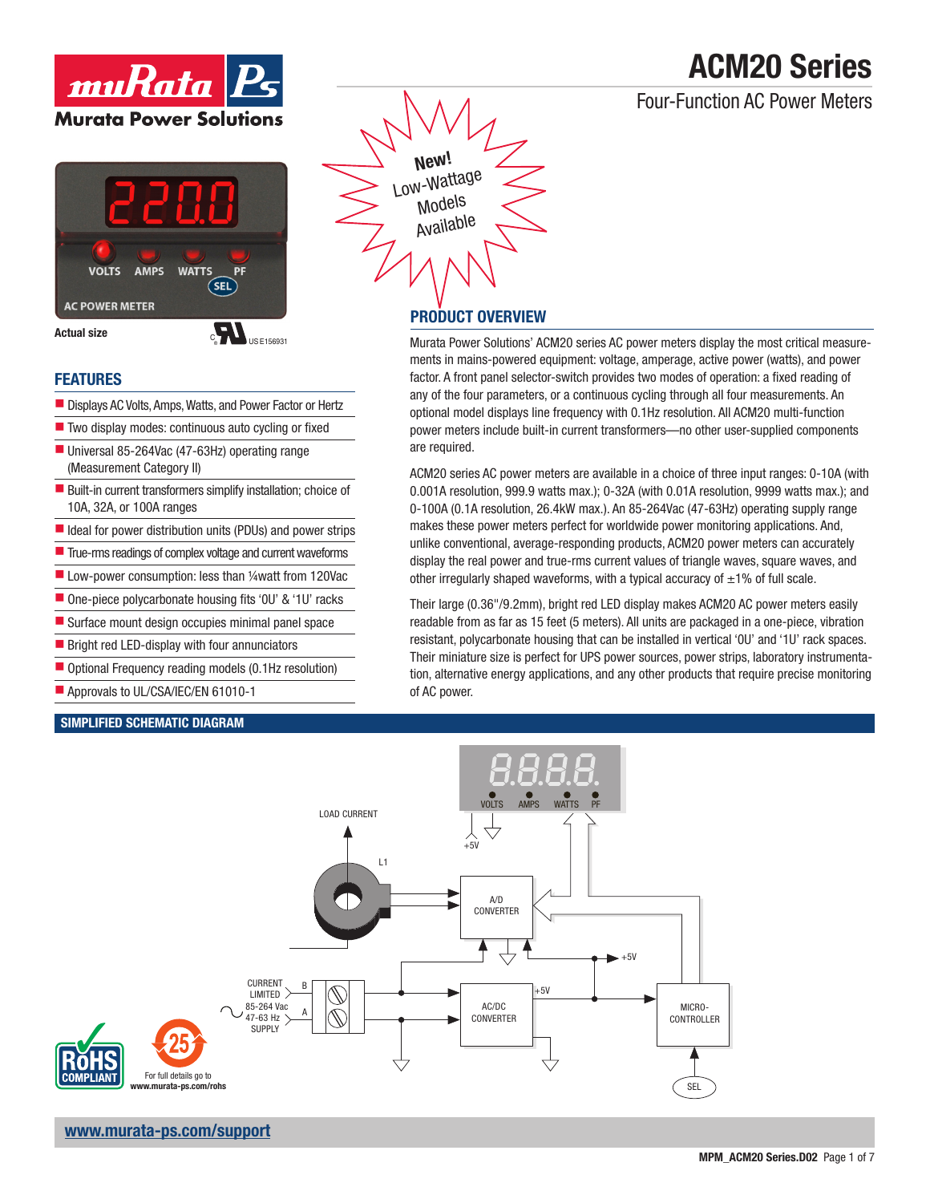# ACM20 Series

## Four-Function AC Power Meters

Actual size

New! Low-Wattage Models Available

## FEATURES

- Displays AC Volts, Amps, Watts, and Power Factor or Hertz
- Two display modes: continuous auto cycling or fixed
- Universal 85-264Vac (47-63Hz) operating range (Measurement Category II)
- Built-in current transformers simplify installation; choice of 10A, 32A, or 100A ranges
- Ideal for power distribution units (PDUs) and power strips
- True-rms readings of complex voltage and current waveforms
- Low-power consumption: less than ¼watt from 120Vac
- One-piece polycarbonate housing fits '0U' & '1U' racks
- Surface mount design occupies minimal panel space
- Bright red LED-display with four annunciators
- Optional Frequency reading models (0.1Hz resolution)
- Approvals to UL/CSA/IEC/EN 61010-1

## PRODUCT OVERVIEW

Murata Power Solutions' ACM20 series AC power meters display the most critical measurements in mains-powered equipment: voltage, amperage, active power (watts), and power factor. A front panel selector-switch provides two modes of operation: a fixed reading of any of the four parameters, or a continuous cycling through all four measurements. An optional model displays line frequency with 0.1Hz resolution. All ACM20 multi-function power meters include built-in current transformers—no other user-supplied components are required.

ACM20 series AC power meters are available in a choice of three input ranges: 0-10A (with 0.001A resolution, 999.9 watts max.); 0-32A (with 0.01A resolution, 9999 watts max.); and 0-100A (0.1A resolution, 26.4kW max.). An 85-264Vac (47-63Hz) operating supply range makes these power meters perfect for worldwide power monitoring applications. And, unlike conventional, average-responding products, ACM20 power meters can accurately display the real power and true-rms current values of triangle waves, square waves, and other irregularly shaped waveforms, with a typical accuracy of ±1% of full scale.

Their large (0.36"/9.2mm), bright red LED display makes ACM20 AC power meters easily readable from as far as 15 feet (5 meters). All units are packaged in a one-piece, vibration resistant, polycarbonate housing that can be installed in vertical '0U' and '1U' rack spaces. Their miniature size is perfect for UPS power sources, power strips, laboratory instrumentation, alternative energy applications, and any other products that require precise monitoring of AC power.

## SIMPLIFIED SCHEMATIC DIAGRAM

For full details go to www.murata-ps.com/rohs

www.murata-ps.com/support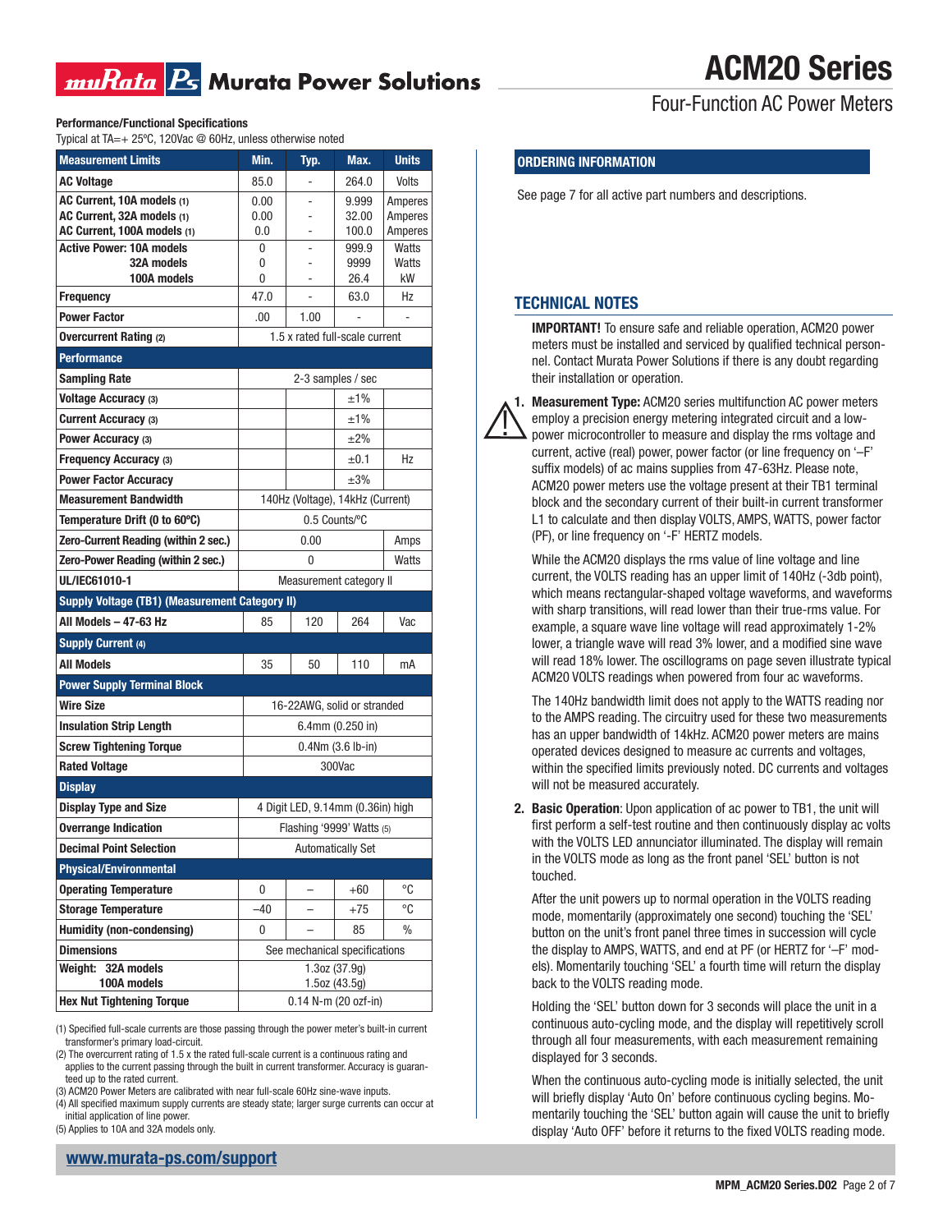## Performance/Functional Specifications

Typical at TA=+ 25ºC, 120Vac @ 60Hz, unless noted otherwise

| Measurement Limits | Min. | Typ. | Max. | Units |
|---|---|---|---|---|
| AC Voltage | 85.0 | - | 264.0 | Volts |
| AC Current, 10A models (1)<br>AC Current, 32A models (1)<br>AC Current, 100A models (1) | 0.00<br>0.00<br>0.0 | -<br>-<br>- | 9.999<br>32.00<br>100.0 | Amperes<br>Amperes<br>Amperes |
| Active Power: 10A models<br>32A models<br>100A models | 0<br>0<br>0 | -<br>-<br>- | 999.9<br>9999<br>26.4 | Watts<br>Watts<br>kW |
| Frequency | 47.0 | - | 63.0 | Hz |
| Power Factor | .00 | 1.00 | - | - |
| Overcurrent Rating (2) | 1.5 x rated full-scale current | | | |
| **Performance** | | | | |
| Sampling Rate | 2-3 samples / sec | | | |
| Voltage Accuracy (3) | | | ±1% | |
| Current Accuracy (3) | | | ±1% | |
| Power Accuracy (3) | | | ±2% | |
| Frequency Accuracy (3) | | | ±0.1 | Hz |
| Power Factor Accuracy | | | ±3% | |
| Measurement Bandwidth | 140Hz (Voltage), 14kHz (Current) | | | |
| Temperature Drift (0 to 60ºC) | 0.5 Counts/ºC | | | |
| Zero-Current Reading (within 2 sec.) | 0.00 | | | Amps |
| Zero-Power Reading (within 2 sec.) | 0 | | | Watts |
| UL/IEC61010-1 | Measurement category II | | | |
| **Supply Voltage (TB1) (Measurement Category II)** | | | | |
| All Models – 47-63 Hz | 85 | 120 | 264 | Vac |
| **Supply Current (4)** | | | | |
| All Models | 35 | 50 | 110 | mA |
| **Power Supply Terminal Block** | | | | |
| Wire Size | 16-22AWG, solid or stranded | | | |
| Insulation Strip Length | 6.4mm (0.250 in) | | | |
| Screw Tightening Torque | 0.4Nm (3.6 lb-in) | | | |
| Rated Voltage | 300Vac | | | |
| **Display** | | | | |
| Display Type and Size | 4 Digit LED, 9.14mm (0.36in) high | | | |
| Overrange Indication | Flashing '9999' Watts (5) | | | |
| Decimal Point Selection | Automatically Set | | | |
| **Physical/Environmental** | | | | |
| Operating Temperature | 0 | – | +60 | °C |
| Storage Temperature | –40 | – | +75 | °C |
| Humidity (non-condensing) | 0 | – | 85 | % |
| Dimensions | See mechanical specifications | | | |
| Weight: 32A models<br>100A models | 1.3oz (37.9g)<br>1.5oz (43.5g) | | | |
| Hex Nut Tightening Torque | 0.14 N-m (20 ozf-in) | | | |

(1) Specified full-scale currents are those passing through the power meter's built-in current transformer's primary load-circuit.
(2) The overcurrent rating of 1.5 x the rated full-scale current is a continuous rating and applies to the current passing through the built in current transformer. Accuracy is guaranteed up to the rated current.
(3) ACM20 Power Meters are calibrated with near full-scale 60Hz sine-wave inputs.
(4) All specified maximum supply currents are steady state; larger surge currents can occur at initial application of line power.
(5) Applies to 10A and 32A models only.

## ORDERING INFORMATION

See page 7 for all active part numbers and descriptions.

## TECHNICAL NOTES

**IMPORTANT!** To ensure safe and reliable operation, ACM20 power meters must be installed and serviced by qualified technical personnel. Contact Murata Power Solutions if there is any doubt regarding their installation or operation.

1. **Measurement Type:** ACM20 series multifunction AC power meters employ a precision energy metering integrated circuit and a low-power microcontroller to measure and display the rms voltage and current, active (real) power, power factor (or line frequency on '–F' suffix models) of ac mains supplies from 47-63Hz. Please note, ACM20 power meters use the voltage present at their TB1 terminal block and the secondary current of their built-in current transformer L1 to calculate and then display VOLTS, AMPS, WATTS, power factor (PF), or line frequency on '-F' HERTZ models.

   While the ACM20 displays the rms value of line voltage and line current, the VOLTS reading has an upper limit of 140Hz (-3db point), which means rectangular-shaped voltage waveforms, and waveforms with sharp transitions, will read lower than their true-rms value. For example, a square wave line voltage will read approximately 1-2% lower, a triangle wave will read 3% lower, and a modified sine wave will read 18% lower. The oscillograms on page seven illustrate typical ACM20 VOLTS readings when powered from four ac waveforms.

   The 140Hz bandwidth limit does not apply to the WATTS reading nor to the AMPS reading. The circuitry used for these two measurements has an upper bandwidth of 14kHz. ACM20 power meters are mains operated devices designed to measure ac currents and voltages, within the specified limits previously noted. DC currents and voltages will not be measured accurately.

2. **Basic Operation**: Upon application of ac power to TB1, the unit will first perform a self-test routine and then continuously display ac volts with the VOLTS LED annunciator illuminated. The display will remain in the VOLTS mode as long as the front panel 'SEL' button is not touched.

   After the unit powers up to normal operation in the VOLTS reading mode, momentarily (approximately one second) touching the 'SEL' button on the unit's front panel three times in succession will cycle the display to AMPS, WATTS, and end at PF (or HERTZ for '–F' models). Momentarily touching 'SEL' a fourth time will return the display back to the VOLTS reading mode.

   Holding the 'SEL' button down for 3 seconds will place the unit in a continuous auto-cycling mode, and the display will repetitively scroll through all four measurements, with each measurement remaining displayed for 3 seconds.

   When the continuous auto-cycling mode is initially selected, the unit will briefly display 'Auto On' before continuous cycling begins. Momentarily touching the 'SEL' button again will cause the unit to briefly display 'Auto OFF' before it returns to the fixed VOLTS reading mode.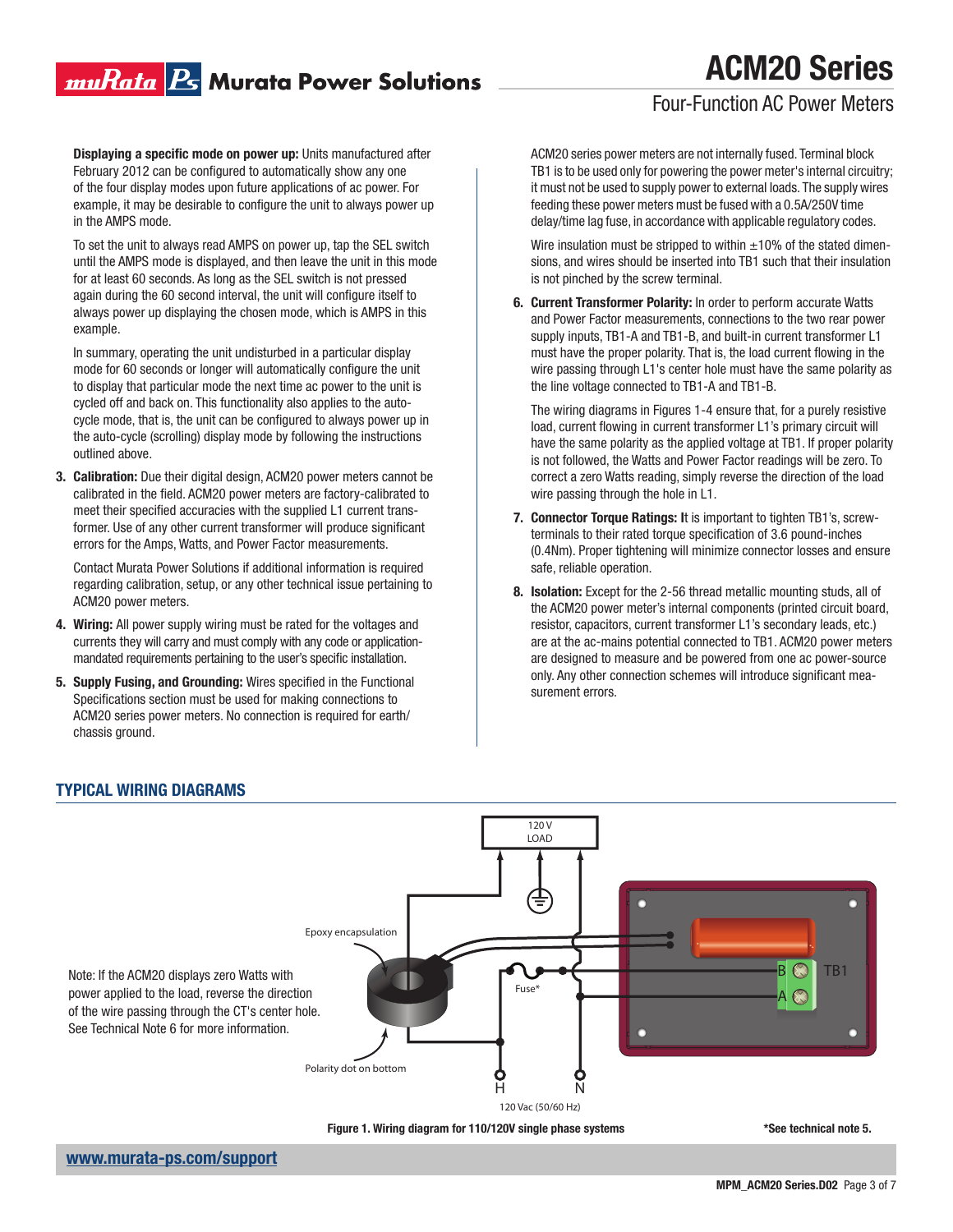**Displaying a specific mode on power up:** Units manufactured after February 2012 can be configured to automatically show any one of the four display modes upon future applications of ac power. For example, it may be desirable to configure the unit to always power up in the AMPS mode.

To set the unit to always read AMPS on power up, tap the SEL switch until the AMPS mode is displayed, and then leave the unit in this mode for at least 60 seconds. As long as the SEL switch is not pressed again during the 60 second interval, the unit will configure itself to always power up displaying the chosen mode, which is AMPS in this example.

In summary, operating the unit undisturbed in a particular display mode for 60 seconds or longer will automatically configure the unit to display that particular mode the next time ac power to the unit is cycled off and back on. This functionality also applies to the auto-cycle mode, that is, the unit can be configured to always power up in the auto-cycle (scrolling) display mode by following the instructions outlined above.

3. **Calibration:** Due their digital design, ACM20 power meters cannot be calibrated in the field. ACM20 power meters are factory-calibrated to meet their specified accuracies with the supplied L1 current transformer. Use of any other current transformer will produce significant errors for the Amps, Watts, and Power Factor measurements.

   Contact Murata Power Solutions if additional information is required regarding calibration, setup, or any other technical issue pertaining to ACM20 power meters.

4. **Wiring:** All power supply wiring must be rated for the voltages and currents they will carry and must comply with any code or application-mandated requirements pertaining to the user's specific installation.

5. **Supply Fusing, and Grounding:** Wires specified in the Functional Specifications section must be used for making connections to ACM20 series power meters. No connection is required for earth/chassis ground.

   ACM20 series power meters are not internally fused. Terminal block TB1 is to be used only for powering the power meter's internal circuitry; it must not be used to supply power to external loads. The supply wires feeding these power meters must be fused with a 0.5A/250V time delay/time lag fuse, in accordance with applicable regulatory codes.

   Wire insulation must be stripped to within ±10% of the stated dimensions, and wires should be inserted into TB1 such that their insulation is not pinched by the screw terminal.

6. **Current Transformer Polarity:** In order to perform accurate Watts and Power Factor measurements, connections to the two rear power supply inputs, TB1-A and TB1-B, and built-in current transformer L1 must have the proper polarity. That is, the load current flowing in the wire passing through L1's center hole must have the same polarity as the line voltage connected to TB1-A and TB1-B.

   The wiring diagrams in Figures 1-4 ensure that, for a purely resistive load, current flowing in current transformer L1's primary circuit will have the same polarity as the applied voltage at TB1. If proper polarity is not followed, the Watts and Power Factor readings will be zero. To correct a zero Watts reading, simply reverse the direction of the load wire passing through the hole in L1.

7. **Connector Torque Ratings:** It is important to tighten TB1's, screw-terminals to their rated torque specification of 3.6 pound-inches (0.4Nm). Proper tightening will minimize connector losses and ensure safe, reliable operation.

8. **Isolation:** Except for the 2-56 thread metallic mounting studs, all of the ACM20 power meter's internal components (printed circuit board, resistor, capacitors, current transformer L1's secondary leads, etc.) are at the ac-mains potential connected to TB1. ACM20 power meters are designed to measure and be powered from one ac power-source only. Any other connection schemes will introduce significant measurement errors.

## TYPICAL WIRING DIAGRAMS

Note: If the ACM20 displays zero Watts with power applied to the load, reverse the direction of the wire passing through the CT's center hole. See Technical Note 6 for more information.

120 V LOAD

Epoxy encapsulation

Polarity dot on bottom

Fuse*

B

A

TB1

H

N

120 Vac (50/60 Hz)

**Figure 1. Wiring diagram for 110/120V single phase systems**

**\*See technical note 5.**

[www.murata-ps.com/support](http://www.murata-ps.com/support)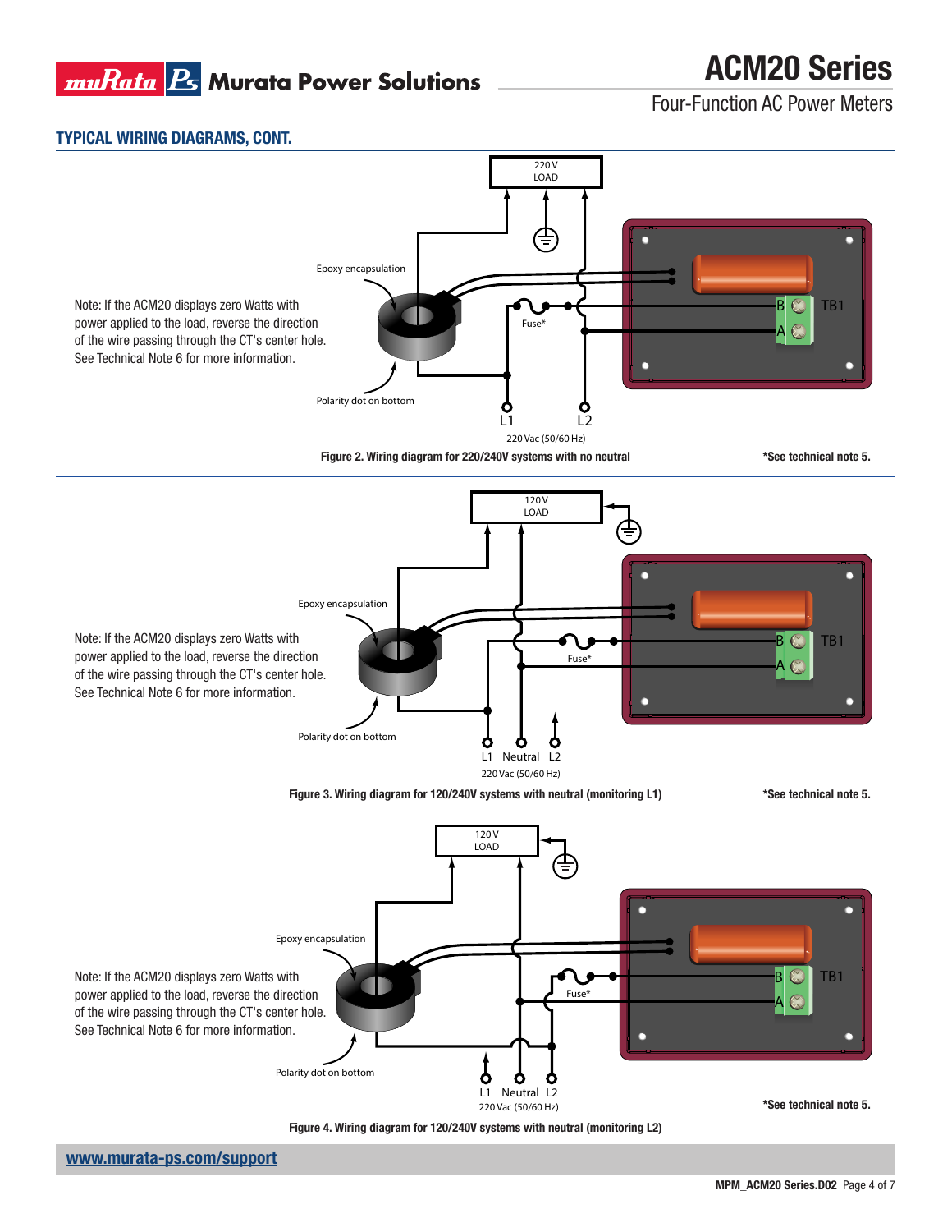## TYPICAL WIRING DIAGRAMS, CONT.

Note: If the ACM20 displays zero Watts with power applied to the load, reverse the direction of the wire passing through the CT's center hole. See Technical Note 6 for more information.

Figure 2. Wiring diagram for 220/240V systems with no neutral

*See technical note 5.

Note: If the ACM20 displays zero Watts with power applied to the load, reverse the direction of the wire passing through the CT's center hole. See Technical Note 6 for more information.

Figure 3. Wiring diagram for 120/240V systems with neutral (monitoring L1)

*See technical note 5.

Note: If the ACM20 displays zero Watts with power applied to the load, reverse the direction of the wire passing through the CT's center hole. See Technical Note 6 for more information.

*See technical note 5.

Figure 4. Wiring diagram for 120/240V systems with neutral (monitoring L2)

www.murata-ps.com/support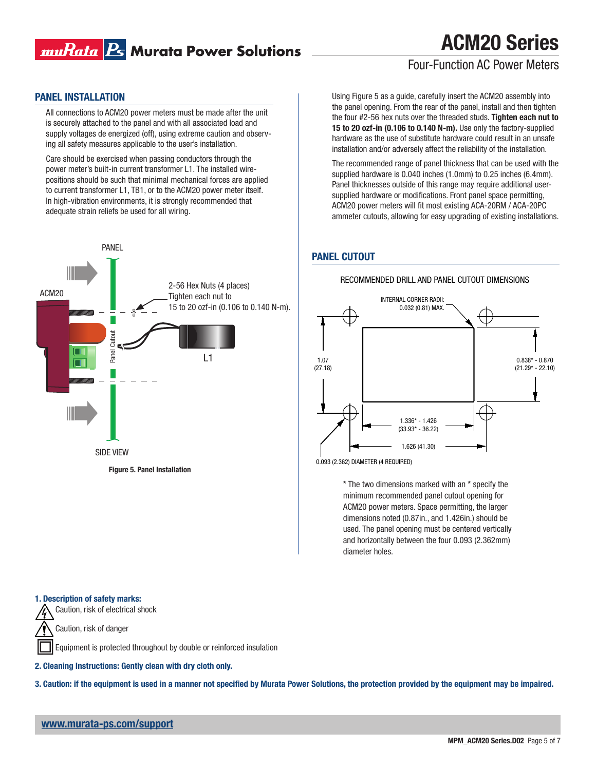## PANEL INSTALLATION

All connections to ACM20 power meters must be made after the unit is securely attached to the panel and with all associated load and supply voltages de energized (off), using extreme caution and observing all safety measures applicable to the user's installation.

Care should be exercised when passing conductors through the power meter's built-in current transformer L1. The installed wire-positions should be such that minimal mechanical forces are applied to current transformer L1, TB1, or to the ACM20 power meter itself. In high-vibration environments, it is strongly recommended that adequate strain reliefs be used for all wiring.

PANEL

ACM20

2-56 Hex Nuts (4 places)
Tighten each nut to
15 to 20 ozf-in (0.106 to 0.140 N-m).

Panel Cutout

L1

SIDE VIEW

**Figure 5. Panel Installation**

Using Figure 5 as a guide, carefully insert the ACM20 assembly into the panel opening. From the rear of the panel, install and then tighten the four #2-56 hex nuts over the threaded studs. **Tighten each nut to 15 to 20 ozf-in (0.106 to 0.140 N-m).** Use only the factory-supplied hardware as the use of substitute hardware could result in an unsafe installation and/or adversely affect the reliability of the installation.

The recommended range of panel thickness that can be used with the supplied hardware is 0.040 inches (1.0mm) to 0.25 inches (6.4mm). Panel thicknesses outside of this range may require additional user-supplied hardware or modifications. Front panel space permitting, ACM20 power meters will fit most existing ACA-20RM / ACA-20PC ammeter cutouts, allowing for easy upgrading of existing installations.

## PANEL CUTOUT

RECOMMENDED DRILL AND PANEL CUTOUT DIMENSIONS

INTERNAL CORNER RADII:
0.032 (0.81) MAX.

1.07
(27.18)

0.838* - 0.870
(21.29* - 22.10)

1.336* - 1.426
(33.93* - 36.22)

1.626 (41.30)

0.093 (2.362) DIAMETER (4 REQUIRED)

* The two dimensions marked with an * specify the minimum recommended panel cutout opening for ACM20 power meters. Space permitting, the larger dimensions noted (0.87in., and 1.426in.) should be used. The panel opening must be centered vertically and horizontally between the four 0.093 (2.362mm) diameter holes.

**1. Description of safety marks:**

Caution, risk of electrical shock

Caution, risk of danger

Equipment is protected throughout by double or reinforced insulation

**2. Cleaning Instructions: Gently clean with dry cloth only.**

**3. Caution: if the equipment is used in a manner not specified by Murata Power Solutions, the protection provided by the equipment may be impaired.**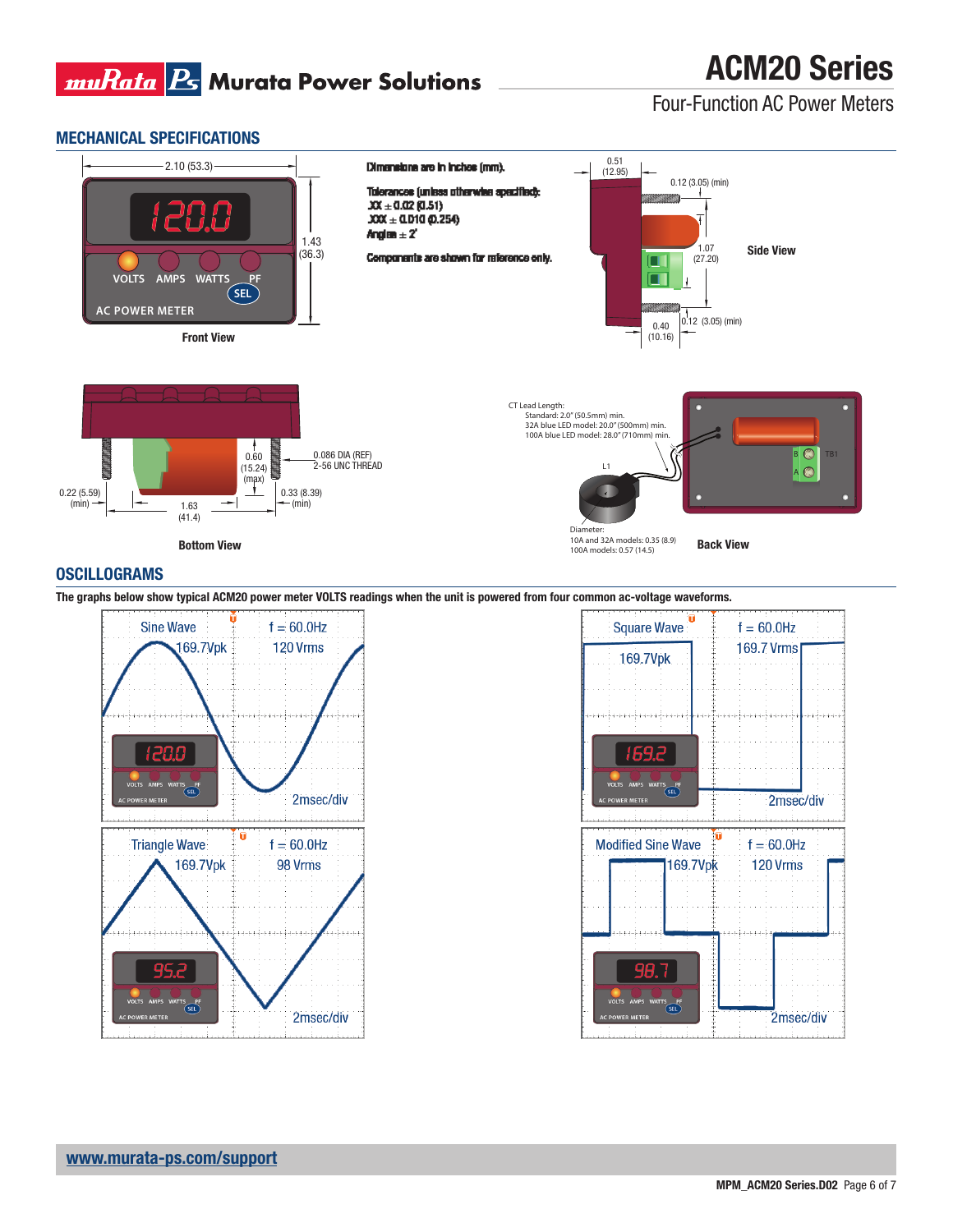## MECHANICAL SPECIFICATIONS

Dimensions are in inches (mm).

Tolerances (unless otherwise specified):
.XX ± 0.02 (0.51)
.XXX ± 0.010 (0.254)
Angles ± 2˚

Components are shown for reference only.

2.10 (53.3)

1.43 (36.3)

120.0

VOLTS AMPS WATTS PF

SEL

AC POWER METER

Front View

0.51 (12.95)

0.12 (3.05) (min)

1.07 (27.20)

0.12 (3.05) (min)

0.40 (10.16)

Side View

0.60 (15.24) (max)

0.086 DIA (REF) 2-56 UNC THREAD

0.22 (5.59) (min)

1.63 (41.4)

0.33 (8.39) (min)

Bottom View

CT Lead Length:
Standard: 2.0" (50.5mm) min.
32A blue LED model: 20.0" (500mm) min.
100A blue LED model: 28.0" (710mm) min.

L1

B

A

TB1

Diameter:
10A and 32A models: 0.35 (8.9)
100A models: 0.57 (14.5)

Back View

## OSCILLOGRAMS

**The graphs below show typical ACM20 power meter VOLTS readings when the unit is powered from four common ac-voltage waveforms.**

Sine Wave, f = 60.0Hz, 169.7Vpk, 120 Vrms, 2msec/div — meter reading: 120.0

Square Wave, f = 60.0Hz, 169.7Vpk, 169.7 Vrms, 2msec/div — meter reading: 169.2

Triangle Wave, f = 60.0Hz, 169.7Vpk, 98 Vrms, 2msec/div — meter reading: 95.2

Modified Sine Wave, f = 60.0Hz, 169.7Vpk, 120 Vrms, 2msec/div — meter reading: 98.7

**www.murata-ps.com/support**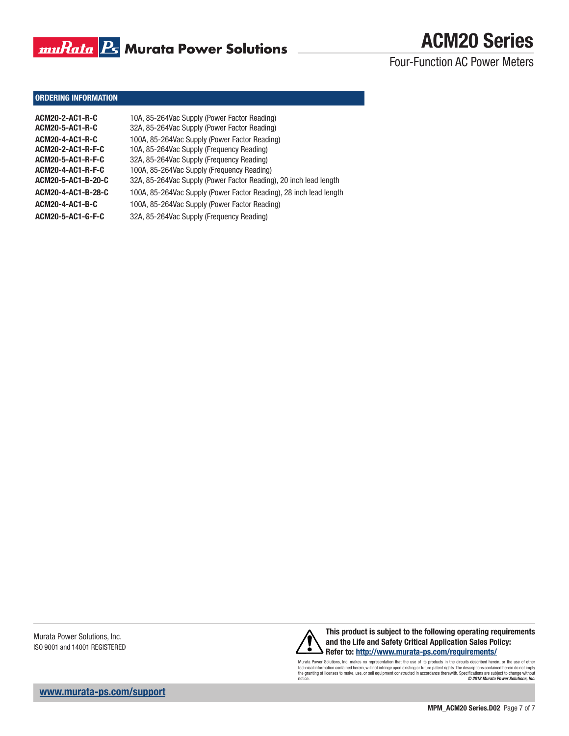## ORDERING INFORMATION

| | |
|---|---|
| **ACM20-2-AC1-R-C** | 10A, 85-264Vac Supply (Power Factor Reading) |
| **ACM20-5-AC1-R-C** | 32A, 85-264Vac Supply (Power Factor Reading) |
| **ACM20-4-AC1-R-C** | 100A, 85-264Vac Supply (Power Factor Reading) |
| **ACM20-2-AC1-R-F-C** | 10A, 85-264Vac Supply (Frequency Reading) |
| **ACM20-5-AC1-R-F-C** | 32A, 85-264Vac Supply (Frequency Reading) |
| **ACM20-4-AC1-R-F-C** | 100A, 85-264Vac Supply (Frequency Reading) |
| **ACM20-5-AC1-B-20-C** | 32A, 85-264Vac Supply (Power Factor Reading), 20 inch lead length |
| **ACM20-4-AC1-B-28-C** | 100A, 85-264Vac Supply (Power Factor Reading), 28 inch lead length |
| **ACM20-4-AC1-B-C** | 100A, 85-264Vac Supply (Power Factor Reading) |
| **ACM20-5-AC1-G-F-C** | 32A, 85-264Vac Supply (Frequency Reading) |

Murata Power Solutions, Inc.
ISO 9001 and 14001 REGISTERED

**This product is subject to the following operating requirements and the Life and Safety Critical Application Sales Policy:**
**Refer to: http://www.murata-ps.com/requirements/**

Murata Power Solutions, Inc. makes no representation that the use of its products in the circuits described herein, or the use of other technical information contained herein, will not infringe upon existing or future patent rights. The descriptions contained herein do not imply the granting of licenses to make, use, or sell equipment constructed in accordance therewith. Specifications are subject to change without notice.
***© 2018 Murata Power Solutions, Inc.***

www.murata-ps.com/support

MPM_ACM20 Series.D02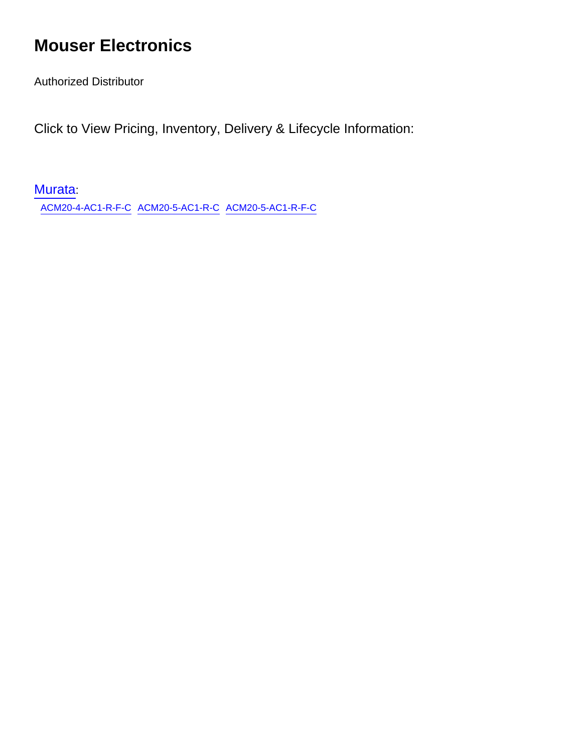# Mouser Electronics

Authorized Distributor

Click to View Pricing, Inventory, Delivery & Lifecycle Information:

Murata:

ACM20-4-AC1-R-F-C ACM20-5-AC1-R-C ACM20-5-AC1-R-F-C